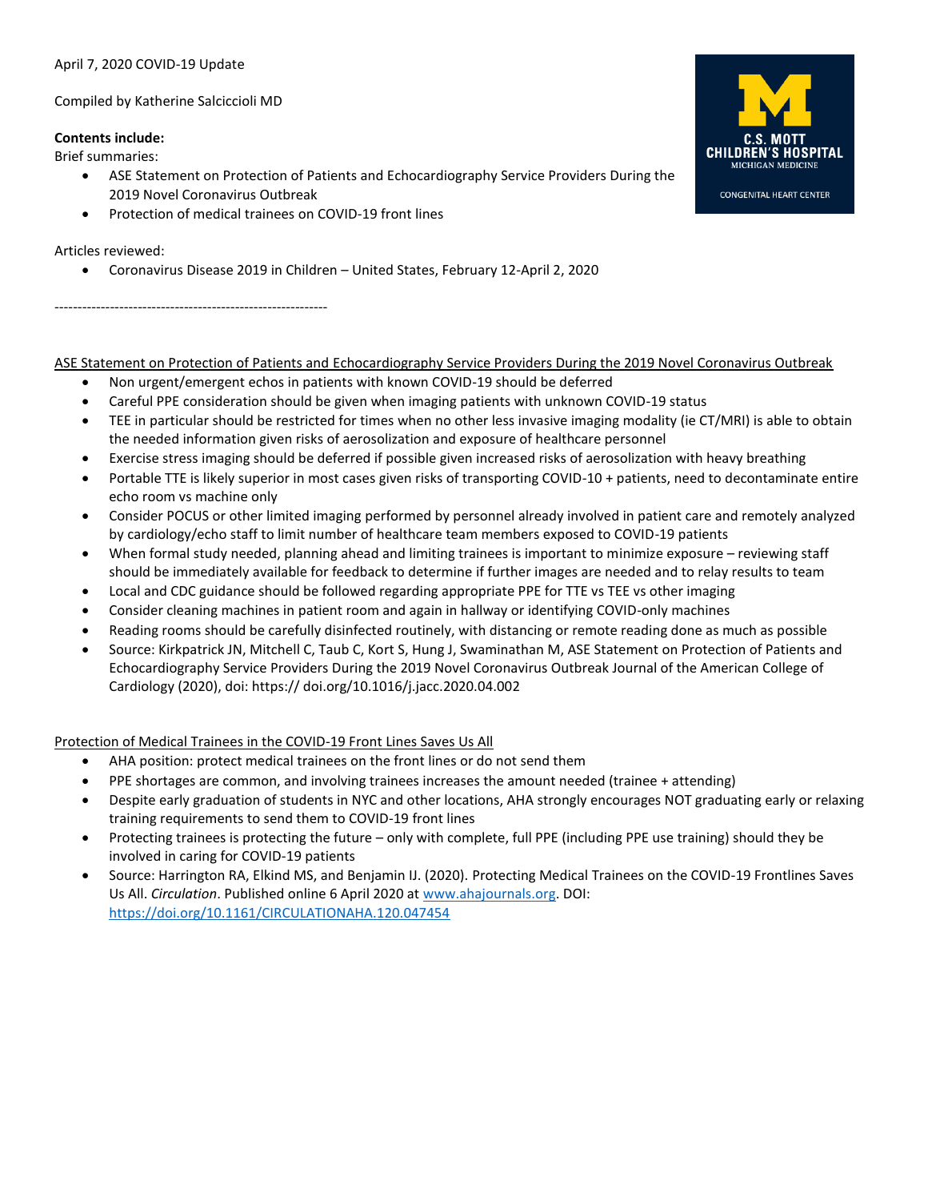April 7, 2020 COVID-19 Update

Compiled by Katherine Salciccioli MD

**Contents include:**

Brief summaries:

- ASE Statement on Protection of Patients and Echocardiography Service Providers During the 2019 Novel Coronavirus Outbreak
- Protection of medical trainees on COVID-19 front lines

Articles reviewed:

- Coronavirus Disease 2019 in Children – United States, February 12-April 2, 2020

------------------------------------------------------------

<u>ASE Statement on Protection of Patients and Echocardiography Service Providers During the 2019 Novel Coronavirus Outbreak</u>

- Non urgent/emergent echos in patients with known COVID-19 should be deferred
- Careful PPE consideration should be given when imaging patients with unknown COVID-19 status
- TEE in particular should be restricted for times when no other less invasive imaging modality (ie CT/MRI) is able to obtain the needed information given risks of aerosolization and exposure of healthcare personnel
- Exercise stress imaging should be deferred if possible given increased risks of aerosolization with heavy breathing
- Portable TTE is likely superior in most cases given risks of transporting COVID-10 + patients, need to decontaminate entire echo room vs machine only
- Consider POCUS or other limited imaging performed by personnel already involved in patient care and remotely analyzed by cardiology/echo staff to limit number of healthcare team members exposed to COVID-19 patients
- When formal study needed, planning ahead and limiting trainees is important to minimize exposure – reviewing staff should be immediately available for feedback to determine if further images are needed and to relay results to team
- Local and CDC guidance should be followed regarding appropriate PPE for TTE vs TEE vs other imaging
- Consider cleaning machines in patient room and again in hallway or identifying COVID-only machines
- Reading rooms should be carefully disinfected routinely, with distancing or remote reading done as much as possible
- Source: Kirkpatrick JN, Mitchell C, Taub C, Kort S, Hung J, Swaminathan M, ASE Statement on Protection of Patients and Echocardiography Service Providers During the 2019 Novel Coronavirus Outbreak Journal of the American College of Cardiology (2020), doi: https:// doi.org/10.1016/j.jacc.2020.04.002

<u>Protection of Medical Trainees in the COVID-19 Front Lines Saves Us All</u>

- AHA position: protect medical trainees on the front lines or do not send them
- PPE shortages are common, and involving trainees increases the amount needed (trainee + attending)
- Despite early graduation of students in NYC and other locations, AHA strongly encourages NOT graduating early or relaxing training requirements to send them to COVID-19 front lines
- Protecting trainees is protecting the future – only with complete, full PPE (including PPE use training) should they be involved in caring for COVID-19 patients
- Source: Harrington RA, Elkind MS, and Benjamin IJ. (2020). Protecting Medical Trainees on the COVID-19 Frontlines Saves Us All. *Circulation*. Published online 6 April 2020 at www.ahajournals.org. DOI: https://doi.org/10.1161/CIRCULATIONAHA.120.047454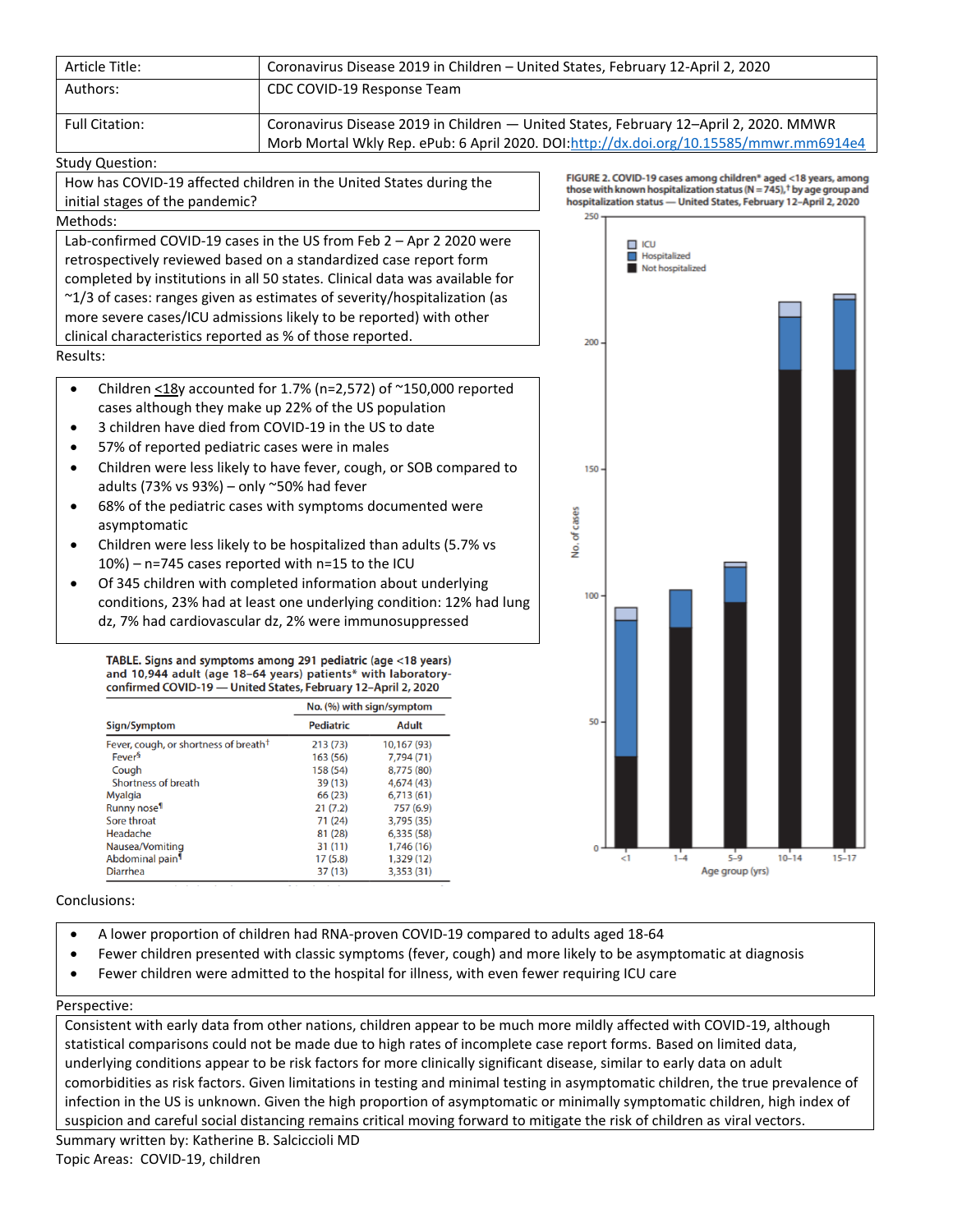| | |
|---|---|
| Article Title: | Coronavirus Disease 2019 in Children – United States, February 12-April 2, 2020 |
| Authors: | CDC COVID-19 Response Team |
| Full Citation: | Coronavirus Disease 2019 in Children — United States, February 12–April 2, 2020. MMWR Morb Mortal Wkly Rep. ePub: 6 April 2020. DOI:http://dx.doi.org/10.15585/mmwr.mm6914e4 |

Study Question:

How has COVID-19 affected children in the United States during the initial stages of the pandemic?

Methods:

Lab-confirmed COVID-19 cases in the US from Feb 2 – Apr 2 2020 were retrospectively reviewed based on a standardized case report form completed by institutions in all 50 states. Clinical data was available for ~1/3 of cases: ranges given as estimates of severity/hospitalization (as more severe cases/ICU admissions likely to be reported) with other clinical characteristics reported as % of those reported.

Results:

- Children <18y accounted for 1.7% (n=2,572) of ~150,000 reported cases although they make up 22% of the US population
- 3 children have died from COVID-19 in the US to date
- 57% of reported pediatric cases were in males
- Children were less likely to have fever, cough, or SOB compared to adults (73% vs 93%) – only ~50% had fever
- 68% of the pediatric cases with symptoms documented were asymptomatic
- Children were less likely to be hospitalized than adults (5.7% vs 10%) – n=745 cases reported with n=15 to the ICU
- Of 345 children with completed information about underlying conditions, 23% had at least one underlying condition: 12% had lung dz, 7% had cardiovascular dz, 2% were immunosuppressed

FIGURE 2. COVID-19 cases among children* aged <18 years, among those with known hospitalization status (N = 745),† by age group and hospitalization status — United States, February 12–April 2, 2020

ICU
Hospitalized
Not hospitalized
No. of cases
0
50
100
150
200
250
<1
1–4
5–9
10–14
15–17
Age group (yrs)

TABLE. Signs and symptoms among 291 pediatric (age <18 years) and 10,944 adult (age 18–64 years) patients* with laboratory-confirmed COVID-19 — United States, February 12–April 2, 2020

| | No. (%) with sign/symptom | |
|---|---|---|
| Sign/Symptom | Pediatric | Adult |
| Fever, cough, or shortness of breath† | 213 (73) | 10,167 (93) |
| Fever§ | 163 (56) | 7,794 (71) |
| Cough | 158 (54) | 8,775 (80) |
| Shortness of breath | 39 (13) | 4,674 (43) |
| Myalgia | 66 (23) | 6,713 (61) |
| Runny nose¶ | 21 (7.2) | 757 (6.9) |
| Sore throat | 71 (24) | 3,795 (35) |
| Headache | 81 (28) | 6,335 (58) |
| Nausea/Vomiting | 31 (11) | 1,746 (16) |
| Abdominal pain¶ | 17 (5.8) | 1,329 (12) |
| Diarrhea | 37 (13) | 3,353 (31) |

Conclusions:

- A lower proportion of children had RNA-proven COVID-19 compared to adults aged 18-64
- Fewer children presented with classic symptoms (fever, cough) and more likely to be asymptomatic at diagnosis
- Fewer children were admitted to the hospital for illness, with even fewer requiring ICU care

Perspective:

Consistent with early data from other nations, children appear to be much more mildly affected with COVID-19, although statistical comparisons could not be made due to high rates of incomplete case report forms. Based on limited data, underlying conditions appear to be risk factors for more clinically significant disease, similar to early data on adult comorbidities as risk factors. Given limitations in testing and minimal testing in asymptomatic children, the true prevalence of infection in the US is unknown. Given the high proportion of asymptomatic or minimally symptomatic children, high index of suspicion and careful social distancing remains critical moving forward to mitigate the risk of children as viral vectors.

Summary written by: Katherine B. Salciccioli MD

Topic Areas: COVID-19, children